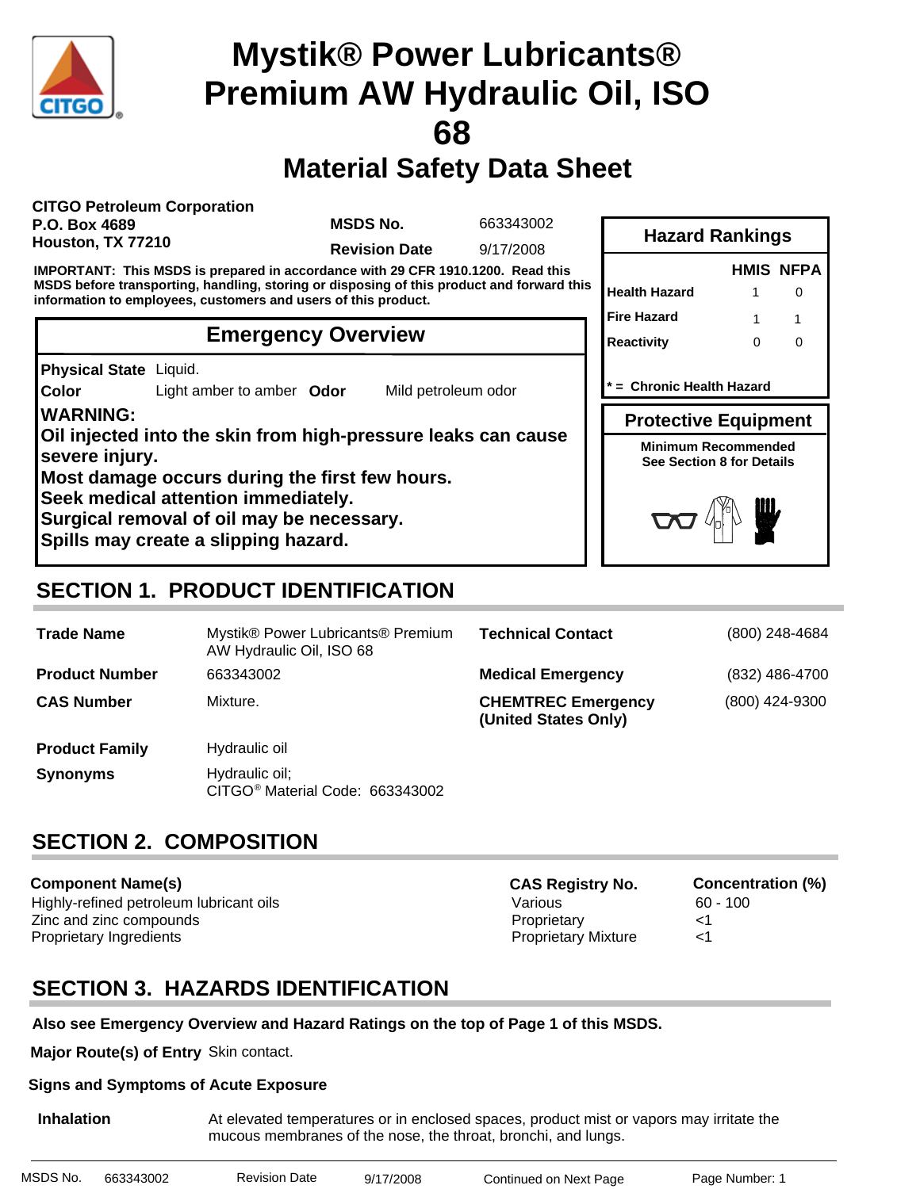# Mystik® Power Lubricants® Premium AW Hydraulic Oil, ISO 68

## Material Safety Data Sheet

**CITGO Petroleum Corporation**
**P.O. Box 4689**
**Houston, TX 77210**

| | |
|---|---|
| **MSDS No.** | 663343002 |
| **Revision Date** | 9/17/2008 |

**IMPORTANT: This MSDS is prepared in accordance with 29 CFR 1910.1200. Read this MSDS before transporting, handling, storing or disposing of this product and forward this information to employees, customers and users of this product.**

### Hazard Rankings

| | HMIS | NFPA |
|---|---|---|
| Health Hazard | 1 | 0 |
| Fire Hazard | 1 | 1 |
| Reactivity | 0 | 0 |

**\* = Chronic Health Hazard**

### Protective Equipment

**Minimum Recommended**
**See Section 8 for Details**

### Emergency Overview

**Physical State** Liquid.
**Color** Light amber to amber **Odor** Mild petroleum odor

**WARNING:**
**Oil injected into the skin from high-pressure leaks can cause severe injury.**
**Most damage occurs during the first few hours.**
**Seek medical attention immediately.**
**Surgical removal of oil may be necessary.**
**Spills may create a slipping hazard.**

## SECTION 1. PRODUCT IDENTIFICATION

| | |
|---|---|
| **Trade Name** | Mystik® Power Lubricants® Premium AW Hydraulic Oil, ISO 68 |
| **Product Number** | 663343002 |
| **CAS Number** | Mixture. |
| **Product Family** | Hydraulic oil |
| **Synonyms** | Hydraulic oil; CITGO® Material Code: 663343002 |

| | |
|---|---|
| **Technical Contact** | (800) 248-4684 |
| **Medical Emergency** | (832) 486-4700 |
| **CHEMTREC Emergency (United States Only)** | (800) 424-9300 |

## SECTION 2. COMPOSITION

| Component Name(s) | CAS Registry No. | Concentration (%) |
|---|---|---|
| Highly-refined petroleum lubricant oils | Various | 60 - 100 |
| Zinc and zinc compounds | Proprietary | <1 |
| Proprietary Ingredients | Proprietary Mixture | <1 |

## SECTION 3. HAZARDS IDENTIFICATION

**Also see Emergency Overview and Hazard Ratings on the top of Page 1 of this MSDS.**

**Major Route(s) of Entry** Skin contact.

**Signs and Symptoms of Acute Exposure**

**Inhalation** At elevated temperatures or in enclosed spaces, product mist or vapors may irritate the mucous membranes of the nose, the throat, bronchi, and lungs.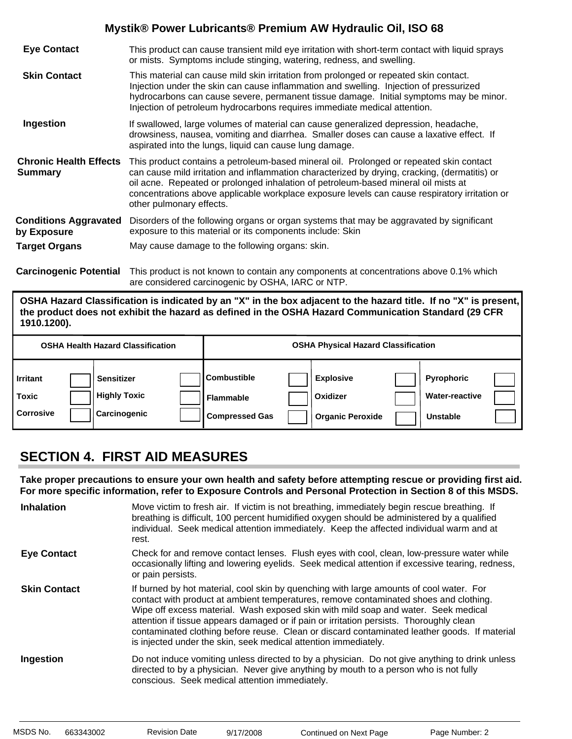**Eye Contact**
This product can cause transient mild eye irritation with short-term contact with liquid sprays or mists. Symptoms include stinging, watering, redness, and swelling.

**Skin Contact**
This material can cause mild skin irritation from prolonged or repeated skin contact. Injection under the skin can cause inflammation and swelling. Injection of pressurized hydrocarbons can cause severe, permanent tissue damage. Initial symptoms may be minor. Injection of petroleum hydrocarbons requires immediate medical attention.

**Ingestion**
If swallowed, large volumes of material can cause generalized depression, headache, drowsiness, nausea, vomiting and diarrhea. Smaller doses can cause a laxative effect. If aspirated into the lungs, liquid can cause lung damage.

**Chronic Health Effects Summary**
This product contains a petroleum-based mineral oil. Prolonged or repeated skin contact can cause mild irritation and inflammation characterized by drying, cracking, (dermatitis) or oil acne. Repeated or prolonged inhalation of petroleum-based mineral oil mists at concentrations above applicable workplace exposure levels can cause respiratory irritation or other pulmonary effects.

**Conditions Aggravated by Exposure**
Disorders of the following organs or organ systems that may be aggravated by significant exposure to this material or its components include: Skin

**Target Organs**
May cause damage to the following organs: skin.

**Carcinogenic Potential**
This product is not known to contain any components at concentrations above 0.1% which are considered carcinogenic by OSHA, IARC or NTP.

**OSHA Hazard Classification is indicated by an "X" in the box adjacent to the hazard title. If no "X" is present, the product does not exhibit the hazard as defined in the OSHA Hazard Communication Standard (29 CFR 1910.1200).**

| OSHA Health Hazard Classification | | | | OSHA Physical Hazard Classification | | | | | |
|---|---|---|---|---|---|---|---|---|---|
| Irritant | | Sensitizer | | Combustible | | Explosive | | Pyrophoric | |
| Toxic | | Highly Toxic | | Flammable | | Oxidizer | | Water-reactive | |
| Corrosive | | Carcinogenic | | Compressed Gas | | Organic Peroxide | | Unstable | |

## SECTION 4. FIRST AID MEASURES

**Take proper precautions to ensure your own health and safety before attempting rescue or providing first aid. For more specific information, refer to Exposure Controls and Personal Protection in Section 8 of this MSDS.**

**Inhalation**
Move victim to fresh air. If victim is not breathing, immediately begin rescue breathing. If breathing is difficult, 100 percent humidified oxygen should be administered by a qualified individual. Seek medical attention immediately. Keep the affected individual warm and at rest.

**Eye Contact**
Check for and remove contact lenses. Flush eyes with cool, clean, low-pressure water while occasionally lifting and lowering eyelids. Seek medical attention if excessive tearing, redness, or pain persists.

**Skin Contact**
If burned by hot material, cool skin by quenching with large amounts of cool water. For contact with product at ambient temperatures, remove contaminated shoes and clothing. Wipe off excess material. Wash exposed skin with mild soap and water. Seek medical attention if tissue appears damaged or if pain or irritation persists. Thoroughly clean contaminated clothing before reuse. Clean or discard contaminated leather goods. If material is injected under the skin, seek medical attention immediately.

**Ingestion**
Do not induce vomiting unless directed to by a physician. Do not give anything to drink unless directed to by a physician. Never give anything by mouth to a person who is not fully conscious. Seek medical attention immediately.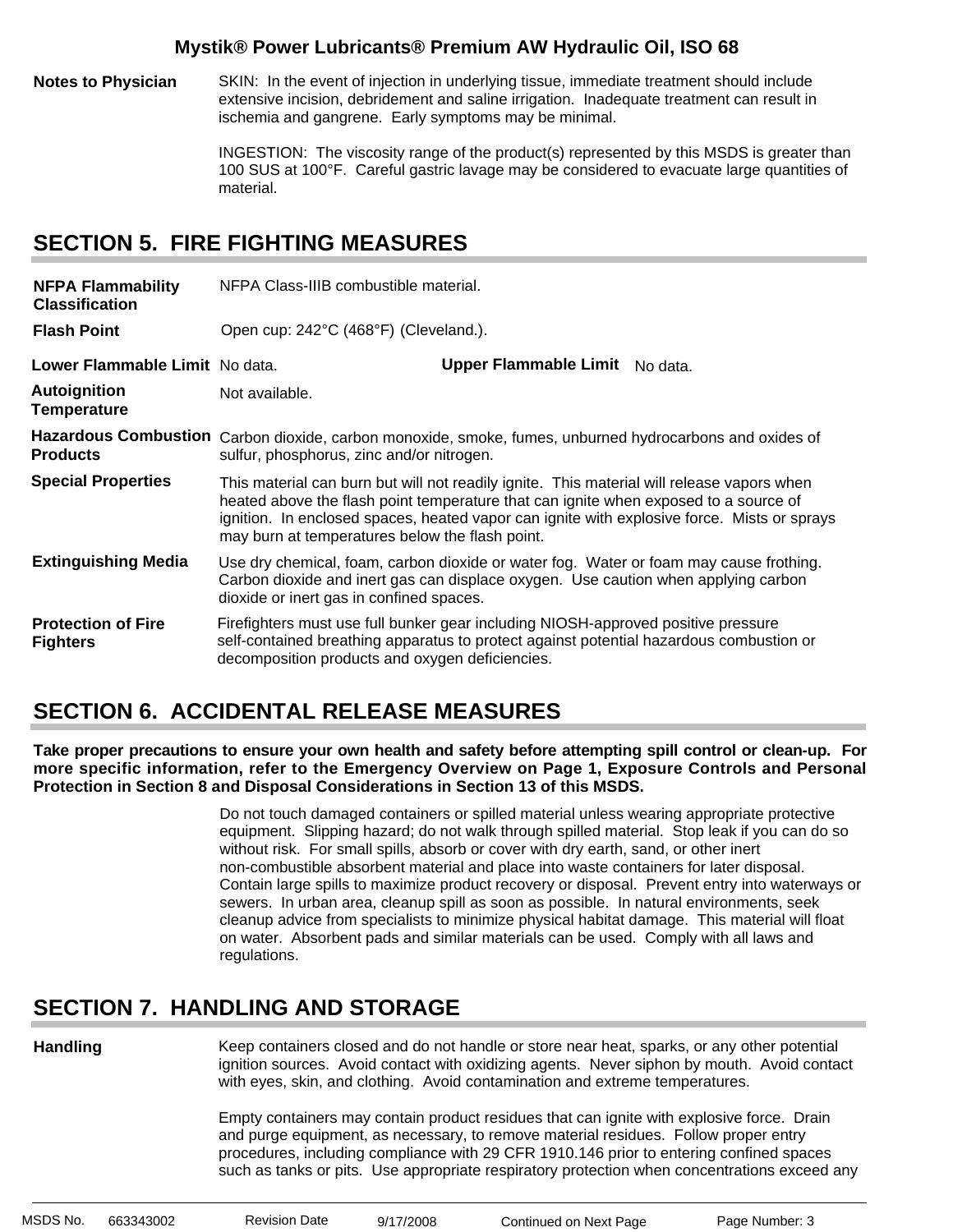**Notes to Physician**

SKIN: In the event of injection in underlying tissue, immediate treatment should include extensive incision, debridement and saline irrigation. Inadequate treatment can result in ischemia and gangrene. Early symptoms may be minimal.

INGESTION: The viscosity range of the product(s) represented by this MSDS is greater than 100 SUS at 100°F. Careful gastric lavage may be considered to evacuate large quantities of material.

## SECTION 5. FIRE FIGHTING MEASURES

**NFPA Flammability Classification** NFPA Class-IIIB combustible material.

**Flash Point** Open cup: 242°C (468°F) (Cleveland.).

**Lower Flammable Limit** No data.

**Upper Flammable Limit** No data.

**Autoignition Temperature** Not available.

**Hazardous Combustion Products** Carbon dioxide, carbon monoxide, smoke, fumes, unburned hydrocarbons and oxides of sulfur, phosphorus, zinc and/or nitrogen.

**Special Properties** This material can burn but will not readily ignite. This material will release vapors when heated above the flash point temperature that can ignite when exposed to a source of ignition. In enclosed spaces, heated vapor can ignite with explosive force. Mists or sprays may burn at temperatures below the flash point.

**Extinguishing Media** Use dry chemical, foam, carbon dioxide or water fog. Water or foam may cause frothing. Carbon dioxide and inert gas can displace oxygen. Use caution when applying carbon dioxide or inert gas in confined spaces.

**Protection of Fire Fighters** Firefighters must use full bunker gear including NIOSH-approved positive pressure self-contained breathing apparatus to protect against potential hazardous combustion or decomposition products and oxygen deficiencies.

## SECTION 6. ACCIDENTAL RELEASE MEASURES

**Take proper precautions to ensure your own health and safety before attempting spill control or clean-up. For more specific information, refer to the Emergency Overview on Page 1, Exposure Controls and Personal Protection in Section 8 and Disposal Considerations in Section 13 of this MSDS.**

Do not touch damaged containers or spilled material unless wearing appropriate protective equipment. Slipping hazard; do not walk through spilled material. Stop leak if you can do so without risk. For small spills, absorb or cover with dry earth, sand, or other inert non-combustible absorbent material and place into waste containers for later disposal. Contain large spills to maximize product recovery or disposal. Prevent entry into waterways or sewers. In urban area, cleanup spill as soon as possible. In natural environments, seek cleanup advice from specialists to minimize physical habitat damage. This material will float on water. Absorbent pads and similar materials can be used. Comply with all laws and regulations.

## SECTION 7. HANDLING AND STORAGE

**Handling** Keep containers closed and do not handle or store near heat, sparks, or any other potential ignition sources. Avoid contact with oxidizing agents. Never siphon by mouth. Avoid contact with eyes, skin, and clothing. Avoid contamination and extreme temperatures.

Empty containers may contain product residues that can ignite with explosive force. Drain and purge equipment, as necessary, to remove material residues. Follow proper entry procedures, including compliance with 29 CFR 1910.146 prior to entering confined spaces such as tanks or pits. Use appropriate respiratory protection when concentrations exceed any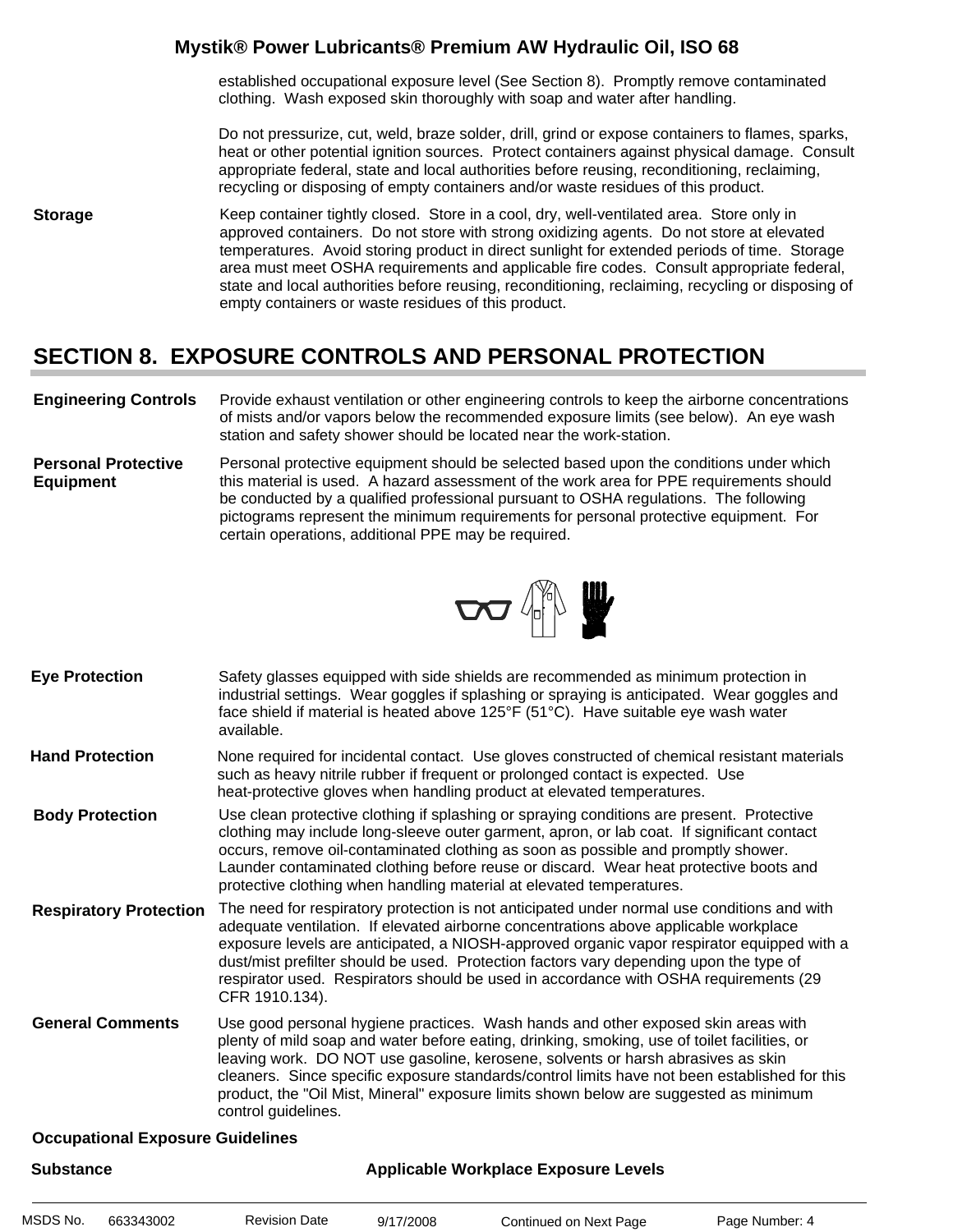established occupational exposure level (See Section 8). Promptly remove contaminated clothing. Wash exposed skin thoroughly with soap and water after handling.

Do not pressurize, cut, weld, braze solder, drill, grind or expose containers to flames, sparks, heat or other potential ignition sources. Protect containers against physical damage. Consult appropriate federal, state and local authorities before reusing, reconditioning, reclaiming, recycling or disposing of empty containers and/or waste residues of this product.

**Storage**

Keep container tightly closed. Store in a cool, dry, well-ventilated area. Store only in approved containers. Do not store with strong oxidizing agents. Do not store at elevated temperatures. Avoid storing product in direct sunlight for extended periods of time. Storage area must meet OSHA requirements and applicable fire codes. Consult appropriate federal, state and local authorities before reusing, reconditioning, reclaiming, recycling or disposing of empty containers or waste residues of this product.

## SECTION 8. EXPOSURE CONTROLS AND PERSONAL PROTECTION

**Engineering Controls**

Provide exhaust ventilation or other engineering controls to keep the airborne concentrations of mists and/or vapors below the recommended exposure limits (see below). An eye wash station and safety shower should be located near the work-station.

**Personal Protective Equipment**

Personal protective equipment should be selected based upon the conditions under which this material is used. A hazard assessment of the work area for PPE requirements should be conducted by a qualified professional pursuant to OSHA regulations. The following pictograms represent the minimum requirements for personal protective equipment. For certain operations, additional PPE may be required.

**Eye Protection**

Safety glasses equipped with side shields are recommended as minimum protection in industrial settings. Wear goggles if splashing or spraying is anticipated. Wear goggles and face shield if material is heated above 125°F (51°C). Have suitable eye wash water available.

**Hand Protection**

None required for incidental contact. Use gloves constructed of chemical resistant materials such as heavy nitrile rubber if frequent or prolonged contact is expected. Use heat-protective gloves when handling product at elevated temperatures.

**Body Protection**

Use clean protective clothing if splashing or spraying conditions are present. Protective clothing may include long-sleeve outer garment, apron, or lab coat. If significant contact occurs, remove oil-contaminated clothing as soon as possible and promptly shower. Launder contaminated clothing before reuse or discard. Wear heat protective boots and protective clothing when handling material at elevated temperatures.

**Respiratory Protection**

The need for respiratory protection is not anticipated under normal use conditions and with adequate ventilation. If elevated airborne concentrations above applicable workplace exposure levels are anticipated, a NIOSH-approved organic vapor respirator equipped with a dust/mist prefilter should be used. Protection factors vary depending upon the type of respirator used. Respirators should be used in accordance with OSHA requirements (29 CFR 1910.134).

**General Comments**

Use good personal hygiene practices. Wash hands and other exposed skin areas with plenty of mild soap and water before eating, drinking, smoking, use of toilet facilities, or leaving work. DO NOT use gasoline, kerosene, solvents or harsh abrasives as skin cleaners. Since specific exposure standards/control limits have not been established for this product, the "Oil Mist, Mineral" exposure limits shown below are suggested as minimum control guidelines.

**Occupational Exposure Guidelines**

| Substance | Applicable Workplace Exposure Levels |
| --- | --- |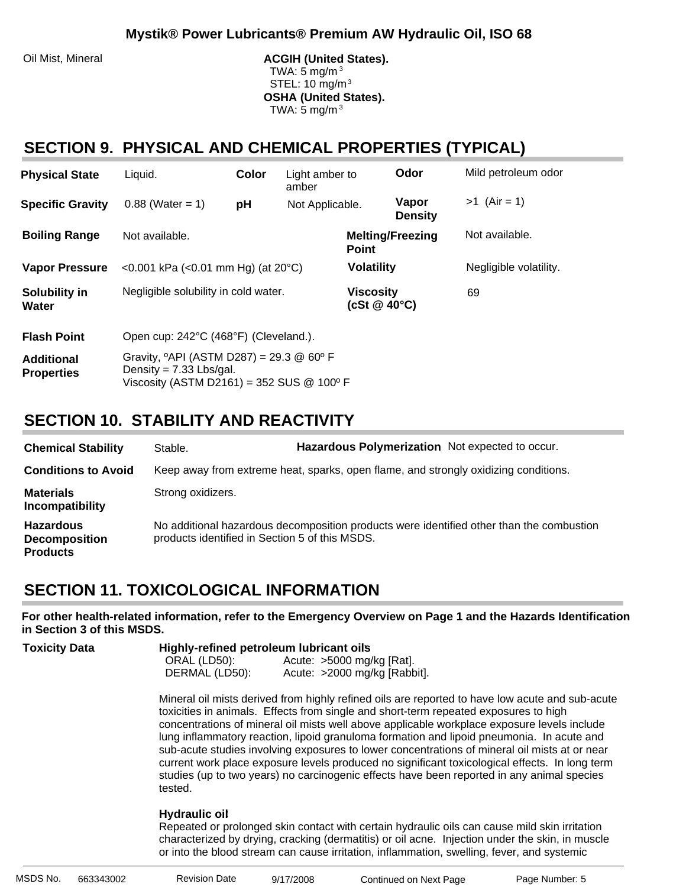| Oil Mist, Mineral | **ACGIH (United States).** TWA: 5 mg/m$^3$ STEL: 10 mg/m$^3$ **OSHA (United States).** TWA: 5 mg/m$^3$ |
|---|---|

## SECTION 9. PHYSICAL AND CHEMICAL PROPERTIES (TYPICAL)

| | | | | | |
|---|---|---|---|---|---|
| **Physical State** | Liquid. | **Color** | Light amber to amber | **Odor** | Mild petroleum odor |
| **Specific Gravity** | 0.88 (Water = 1) | **pH** | Not Applicable. | **Vapor Density** | >1 (Air = 1) |
| **Boiling Range** | Not available. | | | **Melting/Freezing Point** | Not available. |
| **Vapor Pressure** | <0.001 kPa (<0.01 mm Hg) (at 20°C) | | | **Volatility** | Negligible volatility. |
| **Solubility in Water** | Negligible solubility in cold water. | | | **Viscosity (cSt @ 40°C)** | 69 |
| **Flash Point** | Open cup: 242°C (468°F) (Cleveland.). | | | | |
| **Additional Properties** | Gravity, ºAPI (ASTM D287) = 29.3 @ 60º F<br>Density = 7.33 Lbs/gal.<br>Viscosity (ASTM D2161) = 352 SUS @ 100º F | | | | |

## SECTION 10. STABILITY AND REACTIVITY

| | | | |
|---|---|---|---|
| **Chemical Stability** | Stable. | **Hazardous Polymerization** | Not expected to occur. |
| **Conditions to Avoid** | Keep away from extreme heat, sparks, open flame, and strongly oxidizing conditions. | | |
| **Materials Incompatibility** | Strong oxidizers. | | |
| **Hazardous Decomposition Products** | No additional hazardous decomposition products were identified other than the combustion products identified in Section 5 of this MSDS. | | |

## SECTION 11. TOXICOLOGICAL INFORMATION

**For other health-related information, refer to the Emergency Overview on Page 1 and the Hazards Identification in Section 3 of this MSDS.**

**Toxicity Data**

**Highly-refined petroleum lubricant oils**

ORAL (LD50): Acute: >5000 mg/kg [Rat].
DERMAL (LD50): Acute: >2000 mg/kg [Rabbit].

Mineral oil mists derived from highly refined oils are reported to have low acute and sub-acute toxicities in animals. Effects from single and short-term repeated exposures to high concentrations of mineral oil mists well above applicable workplace exposure levels include lung inflammatory reaction, lipoid granuloma formation and lipoid pneumonia. In acute and sub-acute studies involving exposures to lower concentrations of mineral oil mists at or near current work place exposure levels produced no significant toxicological effects. In long term studies (up to two years) no carcinogenic effects have been reported in any animal species tested.

**Hydraulic oil**

Repeated or prolonged skin contact with certain hydraulic oils can cause mild skin irritation characterized by drying, cracking (dermatitis) or oil acne. Injection under the skin, in muscle or into the blood stream can cause irritation, inflammation, swelling, fever, and systemic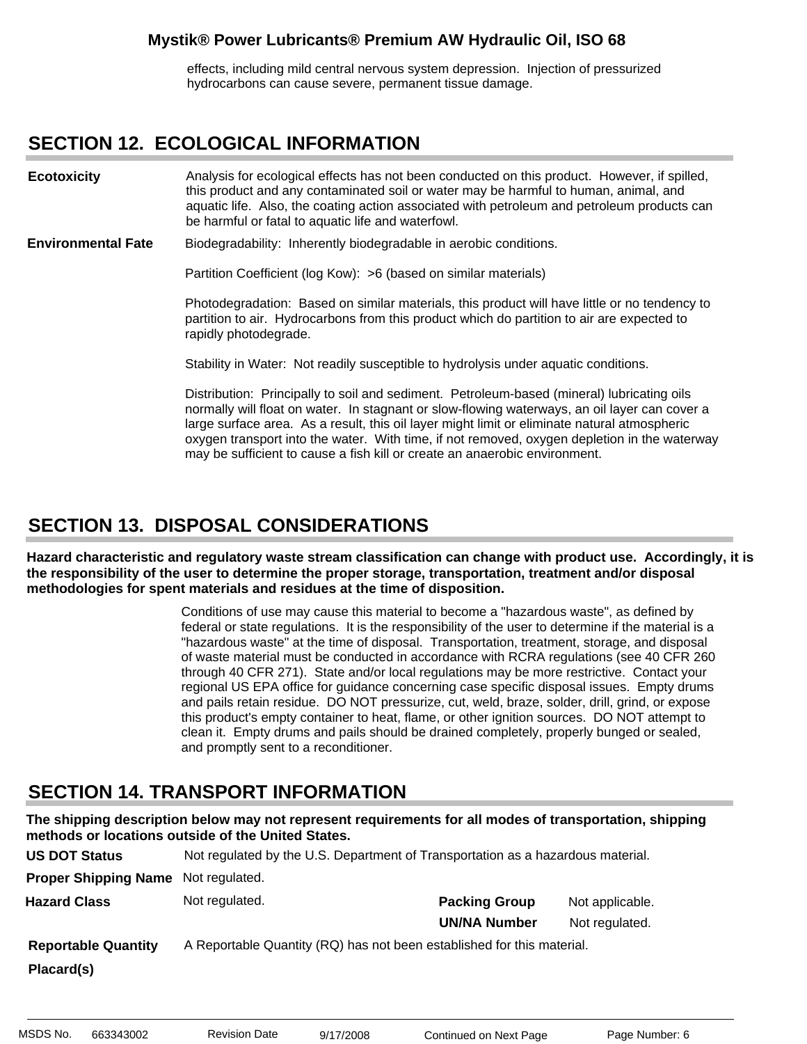effects, including mild central nervous system depression. Injection of pressurized hydrocarbons can cause severe, permanent tissue damage.

## SECTION 12. ECOLOGICAL INFORMATION

**Ecotoxicity**

Analysis for ecological effects has not been conducted on this product. However, if spilled, this product and any contaminated soil or water may be harmful to human, animal, and aquatic life. Also, the coating action associated with petroleum and petroleum products can be harmful or fatal to aquatic life and waterfowl.

**Environmental Fate**

Biodegradability: Inherently biodegradable in aerobic conditions.

Partition Coefficient (log Kow): >6 (based on similar materials)

Photodegradation: Based on similar materials, this product will have little or no tendency to partition to air. Hydrocarbons from this product which do partition to air are expected to rapidly photodegrade.

Stability in Water: Not readily susceptible to hydrolysis under aquatic conditions.

Distribution: Principally to soil and sediment. Petroleum-based (mineral) lubricating oils normally will float on water. In stagnant or slow-flowing waterways, an oil layer can cover a large surface area. As a result, this oil layer might limit or eliminate natural atmospheric oxygen transport into the water. With time, if not removed, oxygen depletion in the waterway may be sufficient to cause a fish kill or create an anaerobic environment.

## SECTION 13. DISPOSAL CONSIDERATIONS

**Hazard characteristic and regulatory waste stream classification can change with product use. Accordingly, it is the responsibility of the user to determine the proper storage, transportation, treatment and/or disposal methodologies for spent materials and residues at the time of disposition.**

Conditions of use may cause this material to become a "hazardous waste", as defined by federal or state regulations. It is the responsibility of the user to determine if the material is a "hazardous waste" at the time of disposal. Transportation, treatment, storage, and disposal of waste material must be conducted in accordance with RCRA regulations (see 40 CFR 260 through 40 CFR 271). State and/or local regulations may be more restrictive. Contact your regional US EPA office for guidance concerning case specific disposal issues. Empty drums and pails retain residue. DO NOT pressurize, cut, weld, braze, solder, drill, grind, or expose this product's empty container to heat, flame, or other ignition sources. DO NOT attempt to clean it. Empty drums and pails should be drained completely, properly bunged or sealed, and promptly sent to a reconditioner.

## SECTION 14. TRANSPORT INFORMATION

**The shipping description below may not represent requirements for all modes of transportation, shipping methods or locations outside of the United States.**

**US DOT Status** Not regulated by the U.S. Department of Transportation as a hazardous material.

**Proper Shipping Name** Not regulated.

**Hazard Class** Not regulated.

**Packing Group** Not applicable.

**UN/NA Number** Not regulated.

**Reportable Quantity** A Reportable Quantity (RQ) has not been established for this material.

**Placard(s)**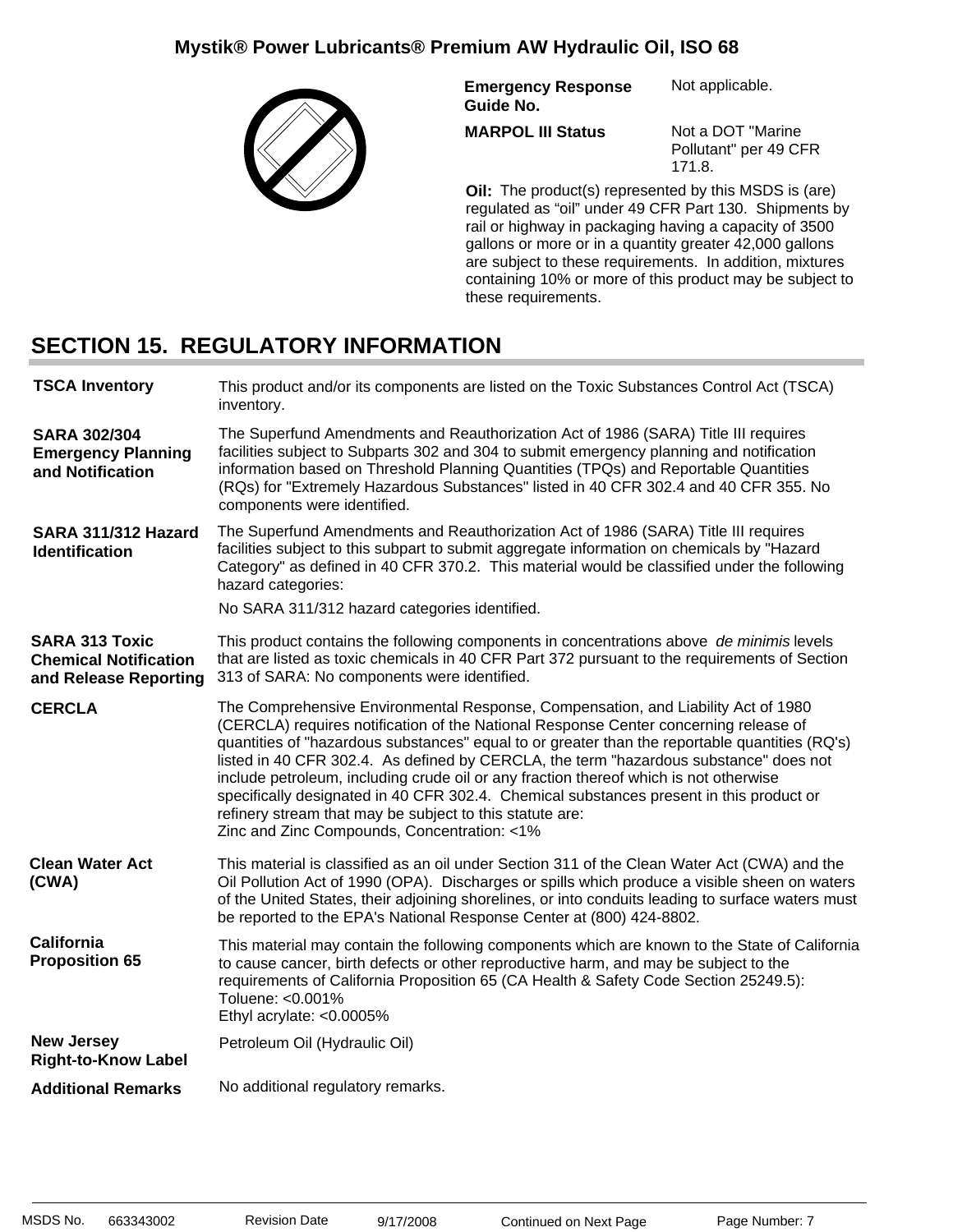| | |
|---|---|
| **Emergency Response Guide No.** | Not applicable. |
| **MARPOL III Status** | Not a DOT "Marine Pollutant" per 49 CFR 171.8. |

**Oil:** The product(s) represented by this MSDS is (are) regulated as “oil” under 49 CFR Part 130. Shipments by rail or highway in packaging having a capacity of 3500 gallons or more or in a quantity greater 42,000 gallons are subject to these requirements. In addition, mixtures containing 10% or more of this product may be subject to these requirements.

## SECTION 15. REGULATORY INFORMATION

**TSCA Inventory**

This product and/or its components are listed on the Toxic Substances Control Act (TSCA) inventory.

**SARA 302/304 Emergency Planning and Notification**

The Superfund Amendments and Reauthorization Act of 1986 (SARA) Title III requires facilities subject to Subparts 302 and 304 to submit emergency planning and notification information based on Threshold Planning Quantities (TPQs) and Reportable Quantities (RQs) for "Extremely Hazardous Substances" listed in 40 CFR 302.4 and 40 CFR 355. No components were identified.

**SARA 311/312 Hazard Identification**

The Superfund Amendments and Reauthorization Act of 1986 (SARA) Title III requires facilities subject to this subpart to submit aggregate information on chemicals by "Hazard Category" as defined in 40 CFR 370.2. This material would be classified under the following hazard categories:

No SARA 311/312 hazard categories identified.

**SARA 313 Toxic Chemical Notification and Release Reporting**

This product contains the following components in concentrations above *de minimis* levels that are listed as toxic chemicals in 40 CFR Part 372 pursuant to the requirements of Section 313 of SARA: No components were identified.

**CERCLA**

The Comprehensive Environmental Response, Compensation, and Liability Act of 1980 (CERCLA) requires notification of the National Response Center concerning release of quantities of "hazardous substances" equal to or greater than the reportable quantities (RQ's) listed in 40 CFR 302.4. As defined by CERCLA, the term "hazardous substance" does not include petroleum, including crude oil or any fraction thereof which is not otherwise specifically designated in 40 CFR 302.4. Chemical substances present in this product or refinery stream that may be subject to this statute are:
Zinc and Zinc Compounds, Concentration: <1%

**Clean Water Act (CWA)**

This material is classified as an oil under Section 311 of the Clean Water Act (CWA) and the Oil Pollution Act of 1990 (OPA). Discharges or spills which produce a visible sheen on waters of the United States, their adjoining shorelines, or into conduits leading to surface waters must be reported to the EPA's National Response Center at (800) 424-8802.

**California Proposition 65**

This material may contain the following components which are known to the State of California to cause cancer, birth defects or other reproductive harm, and may be subject to the requirements of California Proposition 65 (CA Health & Safety Code Section 25249.5):
Toluene: <0.001%
Ethyl acrylate: <0.0005%

**New Jersey Right-to-Know Label**

Petroleum Oil (Hydraulic Oil)

**Additional Remarks**

No additional regulatory remarks.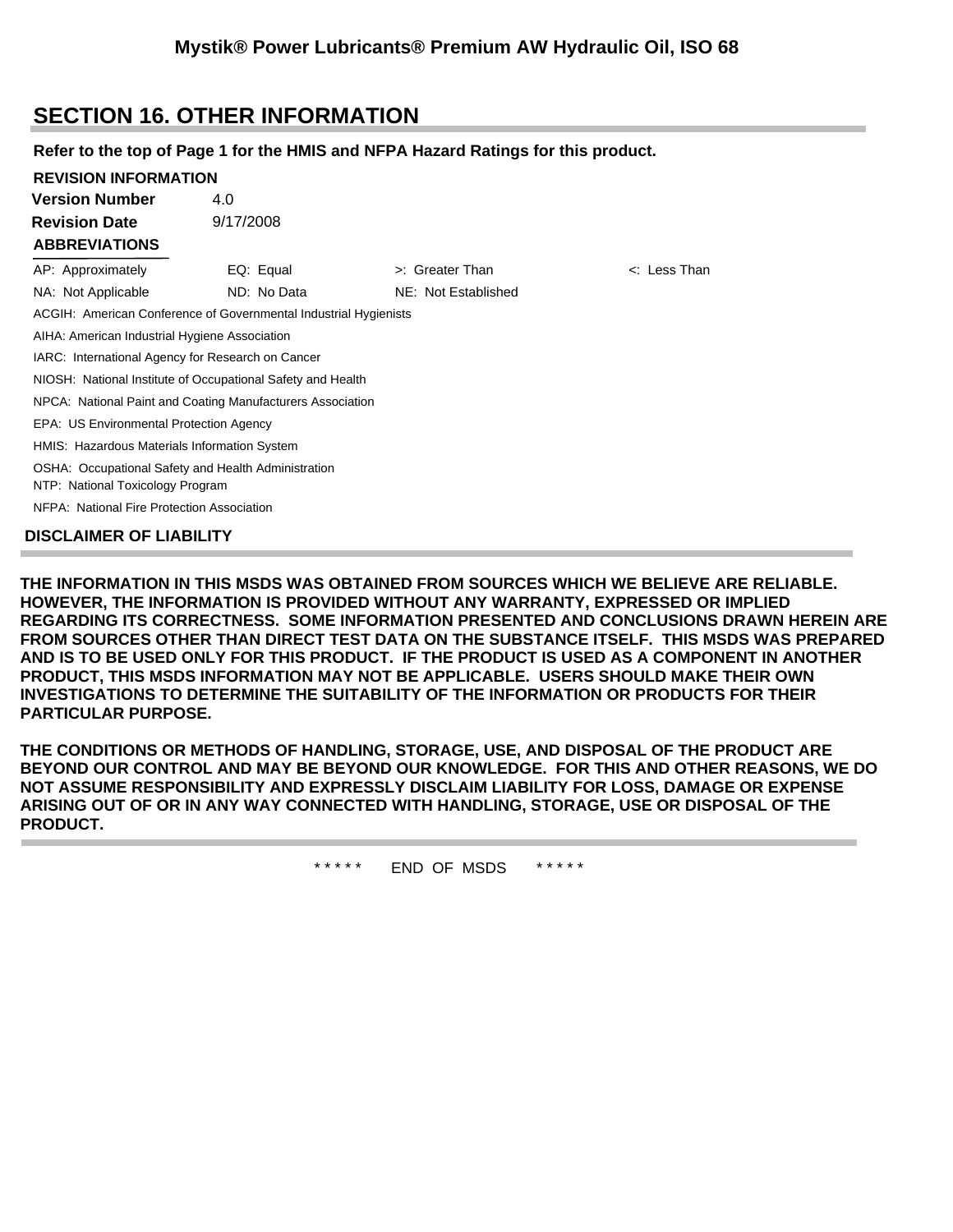## SECTION 16. OTHER INFORMATION

**Refer to the top of Page 1 for the HMIS and NFPA Hazard Ratings for this product.**

**REVISION INFORMATION**

| | |
|---|---|
| **Version Number** | 4.0 |
| **Revision Date** | 9/17/2008 |

**ABBREVIATIONS**

| | | | |
|---|---|---|---|
| AP: Approximately | EQ: Equal | >: Greater Than | <: Less Than |
| NA: Not Applicable | ND: No Data | NE: Not Established | |

ACGIH: American Conference of Governmental Industrial Hygienists

AIHA: American Industrial Hygiene Association

IARC: International Agency for Research on Cancer

NIOSH: National Institute of Occupational Safety and Health

NPCA: National Paint and Coating Manufacturers Association

EPA: US Environmental Protection Agency

HMIS: Hazardous Materials Information System

OSHA: Occupational Safety and Health Administration

NTP: National Toxicology Program

NFPA: National Fire Protection Association

**DISCLAIMER OF LIABILITY**

**THE INFORMATION IN THIS MSDS WAS OBTAINED FROM SOURCES WHICH WE BELIEVE ARE RELIABLE. HOWEVER, THE INFORMATION IS PROVIDED WITHOUT ANY WARRANTY, EXPRESSED OR IMPLIED REGARDING ITS CORRECTNESS. SOME INFORMATION PRESENTED AND CONCLUSIONS DRAWN HEREIN ARE FROM SOURCES OTHER THAN DIRECT TEST DATA ON THE SUBSTANCE ITSELF. THIS MSDS WAS PREPARED AND IS TO BE USED ONLY FOR THIS PRODUCT. IF THE PRODUCT IS USED AS A COMPONENT IN ANOTHER PRODUCT, THIS MSDS INFORMATION MAY NOT BE APPLICABLE. USERS SHOULD MAKE THEIR OWN INVESTIGATIONS TO DETERMINE THE SUITABILITY OF THE INFORMATION OR PRODUCTS FOR THEIR PARTICULAR PURPOSE.**

**THE CONDITIONS OR METHODS OF HANDLING, STORAGE, USE, AND DISPOSAL OF THE PRODUCT ARE BEYOND OUR CONTROL AND MAY BE BEYOND OUR KNOWLEDGE. FOR THIS AND OTHER REASONS, WE DO NOT ASSUME RESPONSIBILITY AND EXPRESSLY DISCLAIM LIABILITY FOR LOSS, DAMAGE OR EXPENSE ARISING OUT OF OR IN ANY WAY CONNECTED WITH HANDLING, STORAGE, USE OR DISPOSAL OF THE PRODUCT.**

***** END OF MSDS *****